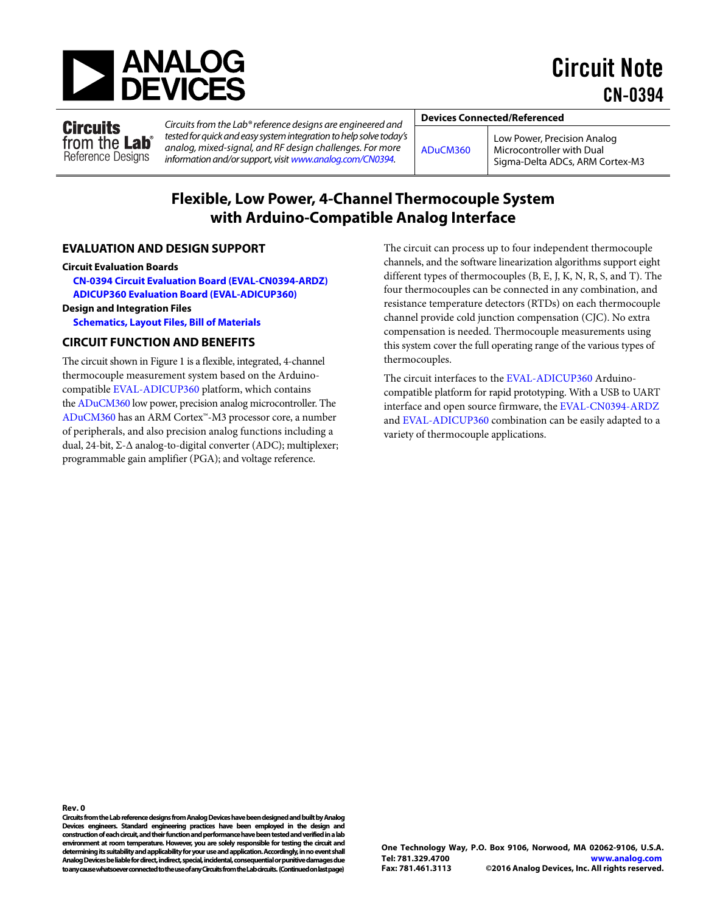# Circuit Note CN-0394

**Circuits from the Lab® Reference Designs**

*Circuits from the Lab® reference designs are engineered and tested for quick and easy system integration to help solve today's analog, mixed-signal, and RF design challenges. For more information and/or support, visit www.analog.com/CN0394.*

| Devices Connected/Referenced | |
|---|---|
| ADuCM360 | Low Power, Precision Analog Microcontroller with Dual Sigma-Delta ADCs, ARM Cortex-M3 |

## Flexible, Low Power, 4-Channel Thermocouple System with Arduino-Compatible Analog Interface

### EVALUATION AND DESIGN SUPPORT

**Circuit Evaluation Boards**

**CN-0394 Circuit Evaluation Board (EVAL-CN0394-ARDZ)**
**ADICUP360 Evaluation Board (EVAL-ADICUP360)**

**Design and Integration Files**

**Schematics, Layout Files, Bill of Materials**

### CIRCUIT FUNCTION AND BENEFITS

The circuit shown in Figure 1 is a flexible, integrated, 4-channel thermocouple measurement system based on the Arduino-compatible EVAL-ADICUP360 platform, which contains the ADuCM360 low power, precision analog microcontroller. The ADuCM360 has an ARM Cortex™-M3 processor core, a number of peripherals, and also precision analog functions including a dual, 24-bit, Σ-Δ analog-to-digital converter (ADC); multiplexer; programmable gain amplifier (PGA); and voltage reference.

The circuit can process up to four independent thermocouple channels, and the software linearization algorithms support eight different types of thermocouples (B, E, J, K, N, R, S, and T). The four thermocouples can be connected in any combination, and resistance temperature detectors (RTDs) on each thermocouple channel provide cold junction compensation (CJC). No extra compensation is needed. Thermocouple measurements using this system cover the full operating range of the various types of thermocouples.

The circuit interfaces to the EVAL-ADICUP360 Arduino-compatible platform for rapid prototyping. With a USB to UART interface and open source firmware, the EVAL-CN0394-ARDZ and EVAL-ADICUP360 combination can be easily adapted to a variety of thermocouple applications.

Rev. 0

**Circuits from the Lab reference designs from Analog Devices have been designed and built by Analog Devices engineers. Standard engineering practices have been employed in the design and construction of each circuit, and their function and performance have been tested and verified in a lab environment at room temperature. However, you are solely responsible for testing the circuit and determining its suitability and applicability for your use and application. Accordingly, in no event shall Analog Devices be liable for direct, indirect, special, incidental, consequential or punitive damages due to any cause whatsoever connected to the use of any Circuits from the Lab circuits. (Continued on last page)**

One Technology Way, P.O. Box 9106, Norwood, MA 02062-9106, U.S.A.
Tel: 781.329.4700 www.analog.com
Fax: 781.461.3113 ©2016 Analog Devices, Inc. All rights reserved.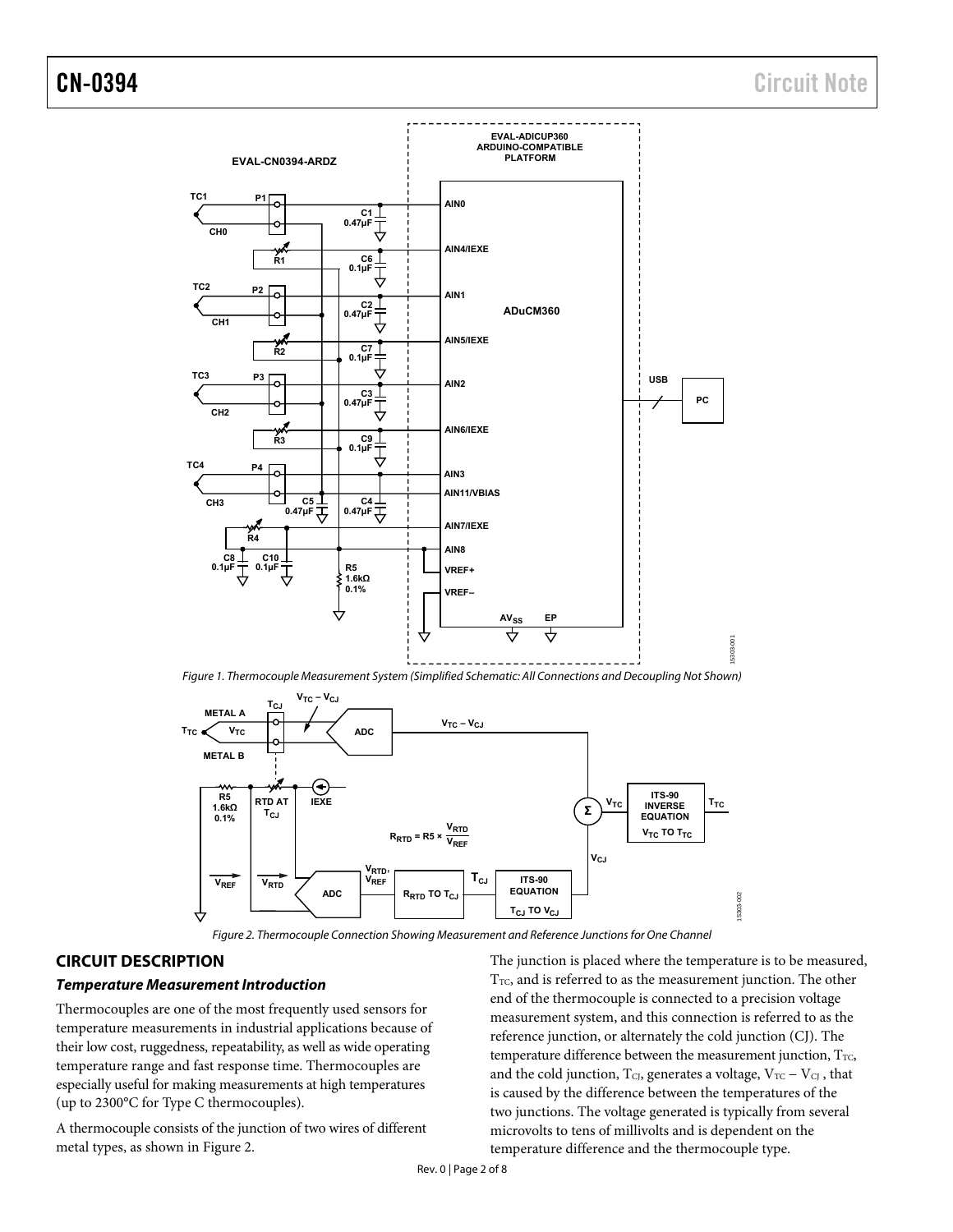Figure 1. Thermocouple Measurement System (Simplified Schematic: All Connections and Decoupling Not Shown)

Figure 2. Thermocouple Connection Showing Measurement and Reference Junctions for One Channel

## CIRCUIT DESCRIPTION

### *Temperature Measurement Introduction*

Thermocouples are one of the most frequently used sensors for temperature measurements in industrial applications because of their low cost, ruggedness, repeatability, as well as wide operating temperature range and fast response time. Thermocouples are especially useful for making measurements at high temperatures (up to 2300°C for Type C thermocouples).

A thermocouple consists of the junction of two wires of different metal types, as shown in Figure 2.

The junction is placed where the temperature is to be measured, $T_{TC}$, and is referred to as the measurement junction. The other end of the thermocouple is connected to a precision voltage measurement system, and this connection is referred to as the reference junction, or alternately the cold junction (CJ). The temperature difference between the measurement junction, $T_{TC}$, and the cold junction, $T_{CJ}$, generates a voltage, $V_{TC} - V_{CJ}$, that is caused by the difference between the temperatures of the two junctions. The voltage generated is typically from several microvolts to tens of millivolts and is dependent on the temperature difference and the thermocouple type.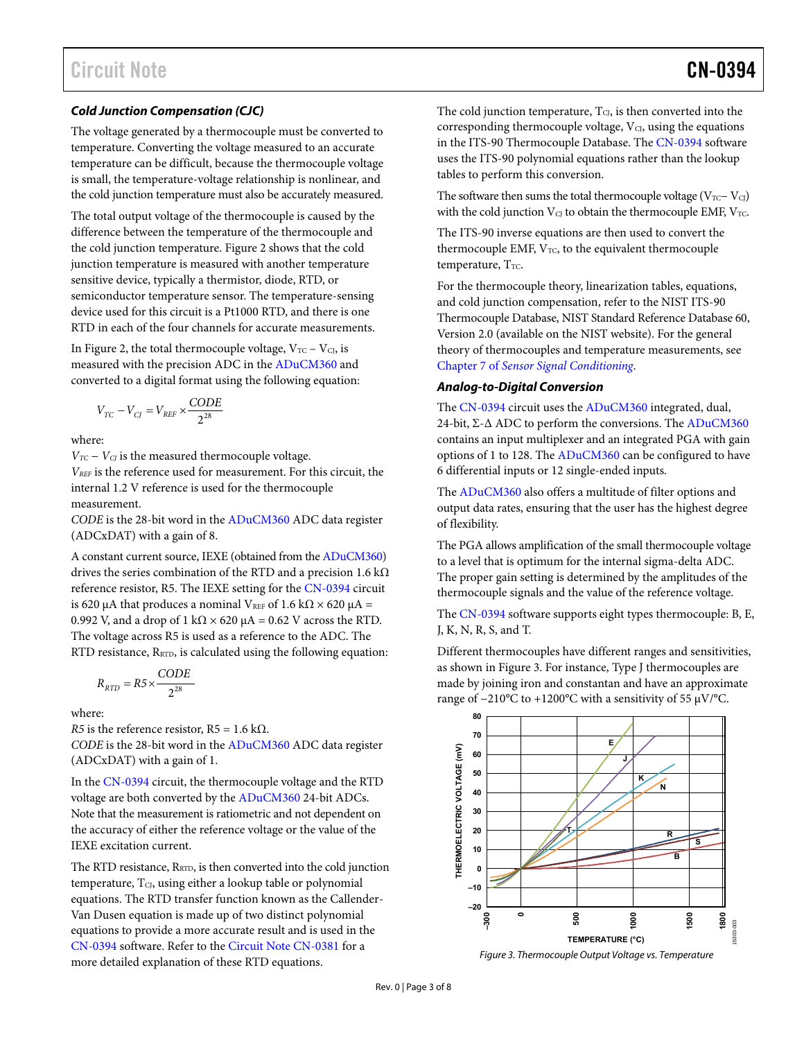### Cold Junction Compensation (CJC)

The voltage generated by a thermocouple must be converted to temperature. Converting the voltage measured to an accurate temperature can be difficult, because the thermocouple voltage is small, the temperature-voltage relationship is nonlinear, and the cold junction temperature must also be accurately measured.

The total output voltage of the thermocouple is caused by the difference between the temperature of the thermocouple and the cold junction temperature. Figure 2 shows that the cold junction temperature is measured with another temperature sensitive device, typically a thermistor, diode, RTD, or semiconductor temperature sensor. The temperature-sensing device used for this circuit is a Pt1000 RTD, and there is one RTD in each of the four channels for accurate measurements.

In Figure 2, the total thermocouple voltage, $V_{TC} – V_{CJ}$, is measured with the precision ADC in the ADuCM360 and converted to a digital format using the following equation:

$$V_{TC} - V_{CJ} = V_{REF} \times \frac{CODE}{2^{28}}$$

where:
$V_{TC} – V_{CJ}$ is the measured thermocouple voltage.
$V_{REF}$ is the reference used for measurement. For this circuit, the internal 1.2 V reference is used for the thermocouple measurement.
*CODE* is the 28-bit word in the ADuCM360 ADC data register (ADCxDAT) with a gain of 8.

A constant current source, IEXE (obtained from the ADuCM360) drives the series combination of the RTD and a precision 1.6 kΩ reference resistor, R5. The IEXE setting for the CN-0394 circuit is 620 μA that produces a nominal $V_{REF}$ of 1.6 kΩ × 620 μA = 0.992 V, and a drop of 1 kΩ × 620 μA = 0.62 V across the RTD. The voltage across R5 is used as a reference to the ADC. The RTD resistance, $R_{RTD}$, is calculated using the following equation:

$$R_{RTD} = R5 \times \frac{CODE}{2^{28}}$$

where:
*R5* is the reference resistor, R5 = 1.6 kΩ.
*CODE* is the 28-bit word in the ADuCM360 ADC data register (ADCxDAT) with a gain of 1.

In the CN-0394 circuit, the thermocouple voltage and the RTD voltage are both converted by the ADuCM360 24-bit ADCs. Note that the measurement is ratiometric and not dependent on the accuracy of either the reference voltage or the value of the IEXE excitation current.

The RTD resistance, $R_{RTD}$, is then converted into the cold junction temperature, $T_{CJ}$, using either a lookup table or polynomial equations. The RTD transfer function known as the Callender-Van Dusen equation is made up of two distinct polynomial equations to provide a more accurate result and is used in the CN-0394 software. Refer to the Circuit Note CN-0381 for a more detailed explanation of these RTD equations.

The cold junction temperature, $T_{CJ}$, is then converted into the corresponding thermocouple voltage, $V_{CJ}$, using the equations in the ITS-90 Thermocouple Database. The CN-0394 software uses the ITS-90 polynomial equations rather than the lookup tables to perform this conversion.

The software then sums the total thermocouple voltage ($V_{TC}– V_{CJ}$) with the cold junction $V_{CJ}$ to obtain the thermocouple EMF, $V_{TC}$.

The ITS-90 inverse equations are then used to convert the thermocouple EMF, $V_{TC}$, to the equivalent thermocouple temperature, $T_{TC}$.

For the thermocouple theory, linearization tables, equations, and cold junction compensation, refer to the NIST ITS-90 Thermocouple Database, NIST Standard Reference Database 60, Version 2.0 (available on the NIST website). For the general theory of thermocouples and temperature measurements, see Chapter 7 of *Sensor Signal Conditioning*.

### Analog-to-Digital Conversion

The CN-0394 circuit uses the ADuCM360 integrated, dual, 24-bit, Σ-Δ ADC to perform the conversions. The ADuCM360 contains an input multiplexer and an integrated PGA with gain options of 1 to 128. The ADuCM360 can be configured to have 6 differential inputs or 12 single-ended inputs.

The ADuCM360 also offers a multitude of filter options and output data rates, ensuring that the user has the highest degree of flexibility.

The PGA allows amplification of the small thermocouple voltage to a level that is optimum for the internal sigma-delta ADC. The proper gain setting is determined by the amplitudes of the thermocouple signals and the value of the reference voltage.

The CN-0394 software supports eight types thermocouple: B, E, J, K, N, R, S, and T.

Different thermocouples have different ranges and sensitivities, as shown in Figure 3. For instance, Type J thermocouples are made by joining iron and constantan and have an approximate range of −210°C to +1200°C with a sensitivity of 55 μV/°C.

*Figure 3. Thermocouple Output Voltage vs. Temperature*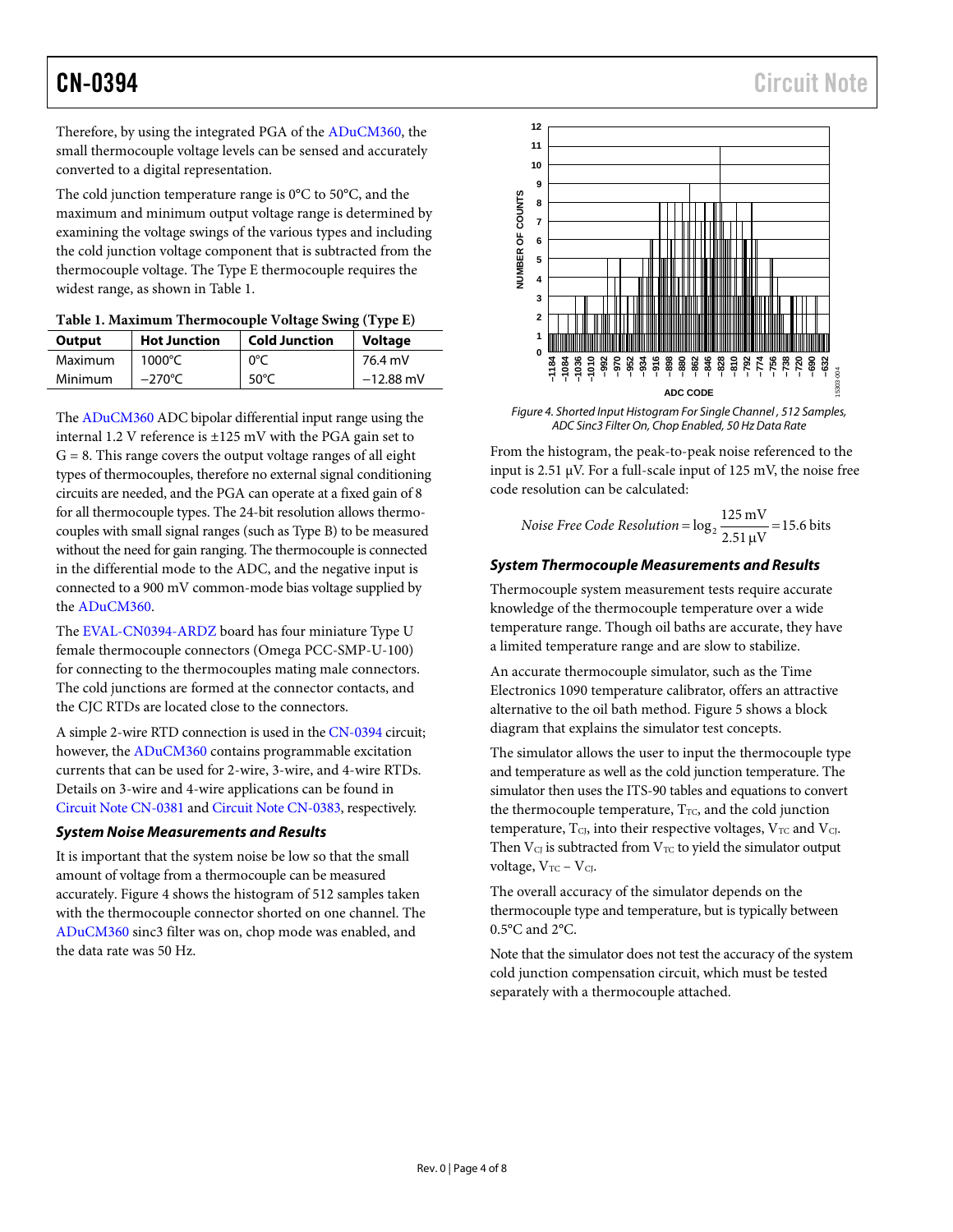Therefore, by using the integrated PGA of the ADuCM360, the small thermocouple voltage levels can be sensed and accurately converted to a digital representation.

The cold junction temperature range is 0°C to 50°C, and the maximum and minimum output voltage range is determined by examining the voltage swings of the various types and including the cold junction voltage component that is subtracted from the thermocouple voltage. The Type E thermocouple requires the widest range, as shown in Table 1.

**Table 1. Maximum Thermocouple Voltage Swing (Type E)**

| Output | Hot Junction | Cold Junction | Voltage |
|---|---|---|---|
| Maximum | 1000°C | 0°C | 76.4 mV |
| Minimum | −270°C | 50°C | −12.88 mV |

The ADuCM360 ADC bipolar differential input range using the internal 1.2 V reference is ±125 mV with the PGA gain set to G = 8. This range covers the output voltage ranges of all eight types of thermocouples, therefore no external signal conditioning circuits are needed, and the PGA can operate at a fixed gain of 8 for all thermocouple types. The 24-bit resolution allows thermocouples with small signal ranges (such as Type B) to be measured without the need for gain ranging. The thermocouple is connected in the differential mode to the ADC, and the negative input is connected to a 900 mV common-mode bias voltage supplied by the ADuCM360.

The EVAL-CN0394-ARDZ board has four miniature Type U female thermocouple connectors (Omega PCC-SMP-U-100) for connecting to the thermocouples mating male connectors. The cold junctions are formed at the connector contacts, and the CJC RTDs are located close to the connectors.

A simple 2-wire RTD connection is used in the CN-0394 circuit; however, the ADuCM360 contains programmable excitation currents that can be used for 2-wire, 3-wire, and 4-wire RTDs. Details on 3-wire and 4-wire applications can be found in Circuit Note CN-0381 and Circuit Note CN-0383, respectively.

### System Noise Measurements and Results

It is important that the system noise be low so that the small amount of voltage from a thermocouple can be measured accurately. Figure 4 shows the histogram of 512 samples taken with the thermocouple connector shorted on one channel. The ADuCM360 sinc3 filter was on, chop mode was enabled, and the data rate was 50 Hz.

*Figure 4. Shorted Input Histogram For Single Channel, 512 Samples, ADC Sinc3 Filter On, Chop Enabled, 50 Hz Data Rate*

From the histogram, the peak-to-peak noise referenced to the input is 2.51 μV. For a full-scale input of 125 mV, the noise free code resolution can be calculated:

$$\textit{Noise Free Code Resolution} = \log_2 \frac{125\ \text{mV}}{2.51\ \mu\text{V}} = 15.6\ \text{bits}$$

### System Thermocouple Measurements and Results

Thermocouple system measurement tests require accurate knowledge of the thermocouple temperature over a wide temperature range. Though oil baths are accurate, they have a limited temperature range and are slow to stabilize.

An accurate thermocouple simulator, such as the Time Electronics 1090 temperature calibrator, offers an attractive alternative to the oil bath method. Figure 5 shows a block diagram that explains the simulator test concepts.

The simulator allows the user to input the thermocouple type and temperature as well as the cold junction temperature. The simulator then uses the ITS-90 tables and equations to convert the thermocouple temperature, $T_{TC}$, and the cold junction temperature, $T_{CJ}$, into their respective voltages, $V_{TC}$ and $V_{CJ}$. Then $V_{CJ}$ is subtracted from $V_{TC}$ to yield the simulator output voltage, $V_{TC} - V_{CJ}$.

The overall accuracy of the simulator depends on the thermocouple type and temperature, but is typically between 0.5°C and 2°C.

Note that the simulator does not test the accuracy of the system cold junction compensation circuit, which must be tested separately with a thermocouple attached.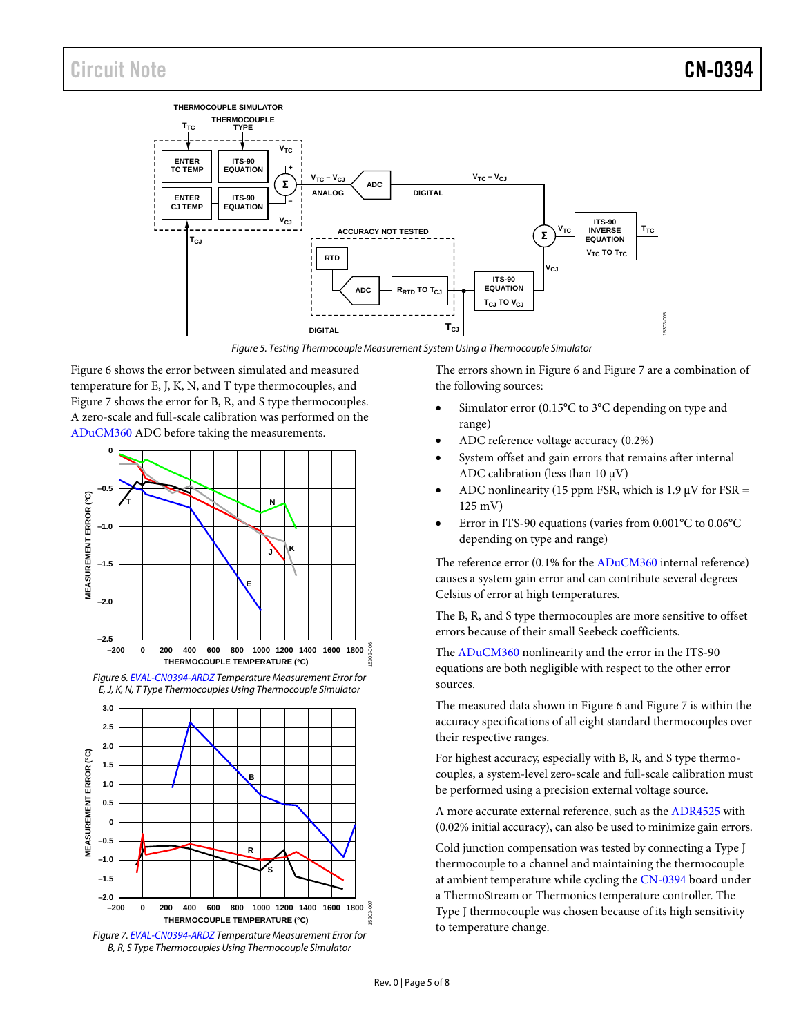Figure 5. Testing Thermocouple Measurement System Using a Thermocouple Simulator

Figure 6 shows the error between simulated and measured temperature for E, J, K, N, and T type thermocouples, and Figure 7 shows the error for B, R, and S type thermocouples. A zero-scale and full-scale calibration was performed on the ADuCM360 ADC before taking the measurements.

Figure 6. EVAL-CN0394-ARDZ Temperature Measurement Error for E, J, K, N, T Type Thermocouples Using Thermocouple Simulator

Figure 7. EVAL-CN0394-ARDZ Temperature Measurement Error for B, R, S Type Thermocouples Using Thermocouple Simulator

The errors shown in Figure 6 and Figure 7 are a combination of the following sources:

- Simulator error (0.15°C to 3°C depending on type and range)
- ADC reference voltage accuracy (0.2%)
- System offset and gain errors that remains after internal ADC calibration (less than 10 μV)
- ADC nonlinearity (15 ppm FSR, which is 1.9 μV for FSR = 125 mV)
- Error in ITS-90 equations (varies from 0.001°C to 0.06°C depending on type and range)

The reference error (0.1% for the ADuCM360 internal reference) causes a system gain error and can contribute several degrees Celsius of error at high temperatures.

The B, R, and S type thermocouples are more sensitive to offset errors because of their small Seebeck coefficients.

The ADuCM360 nonlinearity and the error in the ITS-90 equations are both negligible with respect to the other error sources.

The measured data shown in Figure 6 and Figure 7 is within the accuracy specifications of all eight standard thermocouples over their respective ranges.

For highest accuracy, especially with B, R, and S type thermocouples, a system-level zero-scale and full-scale calibration must be performed using a precision external voltage source.

A more accurate external reference, such as the ADR4525 with (0.02% initial accuracy), can also be used to minimize gain errors.

Cold junction compensation was tested by connecting a Type J thermocouple to a channel and maintaining the thermocouple at ambient temperature while cycling the CN-0394 board under a ThermoStream or Thermonics temperature controller. The Type J thermocouple was chosen because of its high sensitivity to temperature change.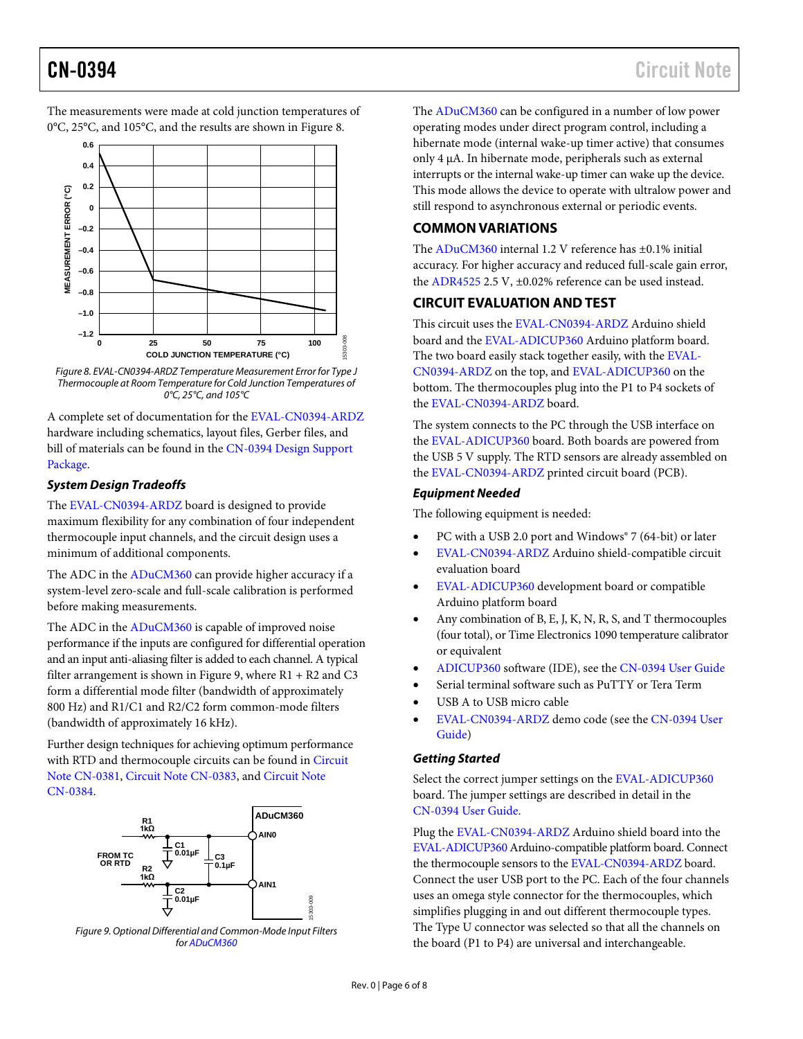The measurements were made at cold junction temperatures of 0°C, 25°C, and 105°C, and the results are shown in Figure 8.

Figure 8. EVAL-CN0394-ARDZ Temperature Measurement Error for Type J Thermocouple at Room Temperature for Cold Junction Temperatures of 0°C, 25°C, and 105°C

A complete set of documentation for the EVAL-CN0394-ARDZ hardware including schematics, layout files, Gerber files, and bill of materials can be found in the CN-0394 Design Support Package.

### *System Design Tradeoffs*

The EVAL-CN0394-ARDZ board is designed to provide maximum flexibility for any combination of four independent thermocouple input channels, and the circuit design uses a minimum of additional components.

The ADC in the ADuCM360 can provide higher accuracy if a system-level zero-scale and full-scale calibration is performed before making measurements.

The ADC in the ADuCM360 is capable of improved noise performance if the inputs are configured for differential operation and an input anti-aliasing filter is added to each channel. A typical filter arrangement is shown in Figure 9, where R1 + R2 and C3 form a differential mode filter (bandwidth of approximately 800 Hz) and R1/C1 and R2/C2 form common-mode filters (bandwidth of approximately 16 kHz).

Further design techniques for achieving optimum performance with RTD and thermocouple circuits can be found in Circuit Note CN-0381, Circuit Note CN-0383, and Circuit Note CN-0384.

Figure 9. Optional Differential and Common-Mode Input Filters for ADuCM360

The ADuCM360 can be configured in a number of low power operating modes under direct program control, including a hibernate mode (internal wake-up timer active) that consumes only 4 µA. In hibernate mode, peripherals such as external interrupts or the internal wake-up timer can wake up the device. This mode allows the device to operate with ultralow power and still respond to asynchronous external or periodic events.

## COMMON VARIATIONS

The ADuCM360 internal 1.2 V reference has ±0.1% initial accuracy. For higher accuracy and reduced full-scale gain error, the ADR4525 2.5 V, ±0.02% reference can be used instead.

## CIRCUIT EVALUATION AND TEST

This circuit uses the EVAL-CN0394-ARDZ Arduino shield board and the EVAL-ADICUP360 Arduino platform board. The two board easily stack together easily, with the EVAL-CN0394-ARDZ on the top, and EVAL-ADICUP360 on the bottom. The thermocouples plug into the P1 to P4 sockets of the EVAL-CN0394-ARDZ board.

The system connects to the PC through the USB interface on the EVAL-ADICUP360 board. Both boards are powered from the USB 5 V supply. The RTD sensors are already assembled on the EVAL-CN0394-ARDZ printed circuit board (PCB).

### *Equipment Needed*

The following equipment is needed:

- PC with a USB 2.0 port and Windows® 7 (64-bit) or later
- EVAL-CN0394-ARDZ Arduino shield-compatible circuit evaluation board
- EVAL-ADICUP360 development board or compatible Arduino platform board
- Any combination of B, E, J, K, N, R, S, and T thermocouples (four total), or Time Electronics 1090 temperature calibrator or equivalent
- ADICUP360 software (IDE), see the CN-0394 User Guide
- Serial terminal software such as PuTTY or Tera Term
- USB A to USB micro cable
- EVAL-CN0394-ARDZ demo code (see the CN-0394 User Guide)

### *Getting Started*

Select the correct jumper settings on the EVAL-ADICUP360 board. The jumper settings are described in detail in the CN-0394 User Guide.

Plug the EVAL-CN0394-ARDZ Arduino shield board into the EVAL-ADICUP360 Arduino-compatible platform board. Connect the thermocouple sensors to the EVAL-CN0394-ARDZ board. Connect the user USB port to the PC. Each of the four channels uses an omega style connector for the thermocouples, which simplifies plugging in and out different thermocouple types. The Type U connector was selected so that all the channels on the board (P1 to P4) are universal and interchangeable.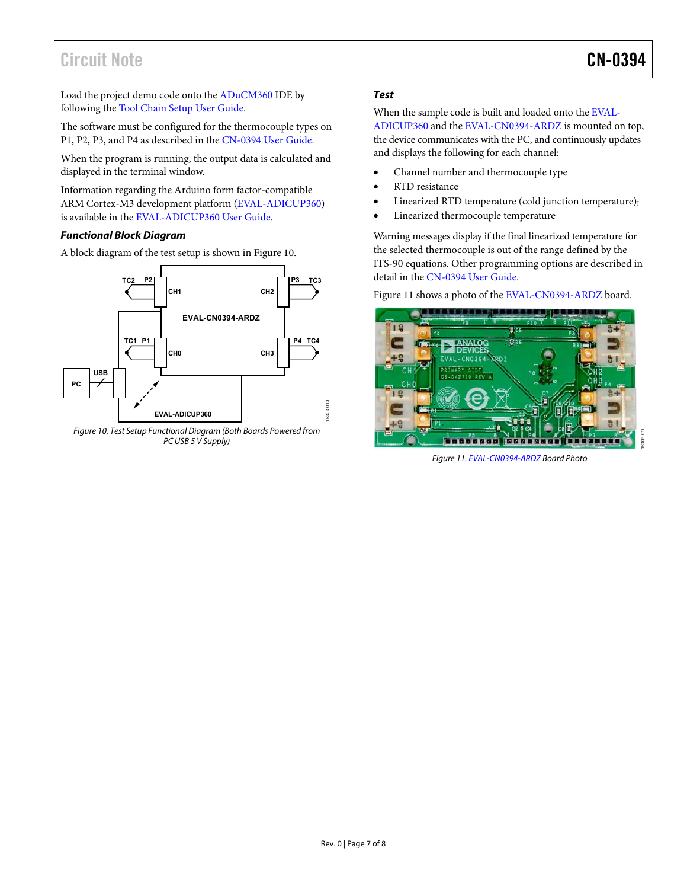Load the project demo code onto the ADuCM360 IDE by following the Tool Chain Setup User Guide.

The software must be configured for the thermocouple types on P1, P2, P3, and P4 as described in the CN-0394 User Guide.

When the program is running, the output data is calculated and displayed in the terminal window.

Information regarding the Arduino form factor-compatible ARM Cortex-M3 development platform (EVAL-ADICUP360) is available in the EVAL-ADICUP360 User Guide.

### *Functional Block Diagram*

A block diagram of the test setup is shown in Figure 10.

*Figure 10. Test Setup Functional Diagram (Both Boards Powered from PC USB 5 V Supply)*

### *Test*

When the sample code is built and loaded onto the EVAL-ADICUP360 and the EVAL-CN0394-ARDZ is mounted on top, the device communicates with the PC, and continuously updates and displays the following for each channel:

- Channel number and thermocouple type
- RTD resistance
- Linearized RTD temperature (cold junction temperature)
- Linearized thermocouple temperature

Warning messages display if the final linearized temperature for the selected thermocouple is out of the range defined by the ITS-90 equations. Other programming options are described in detail in the CN-0394 User Guide.

Figure 11 shows a photo of the EVAL-CN0394-ARDZ board.

*Figure 11. EVAL-CN0394-ARDZ Board Photo*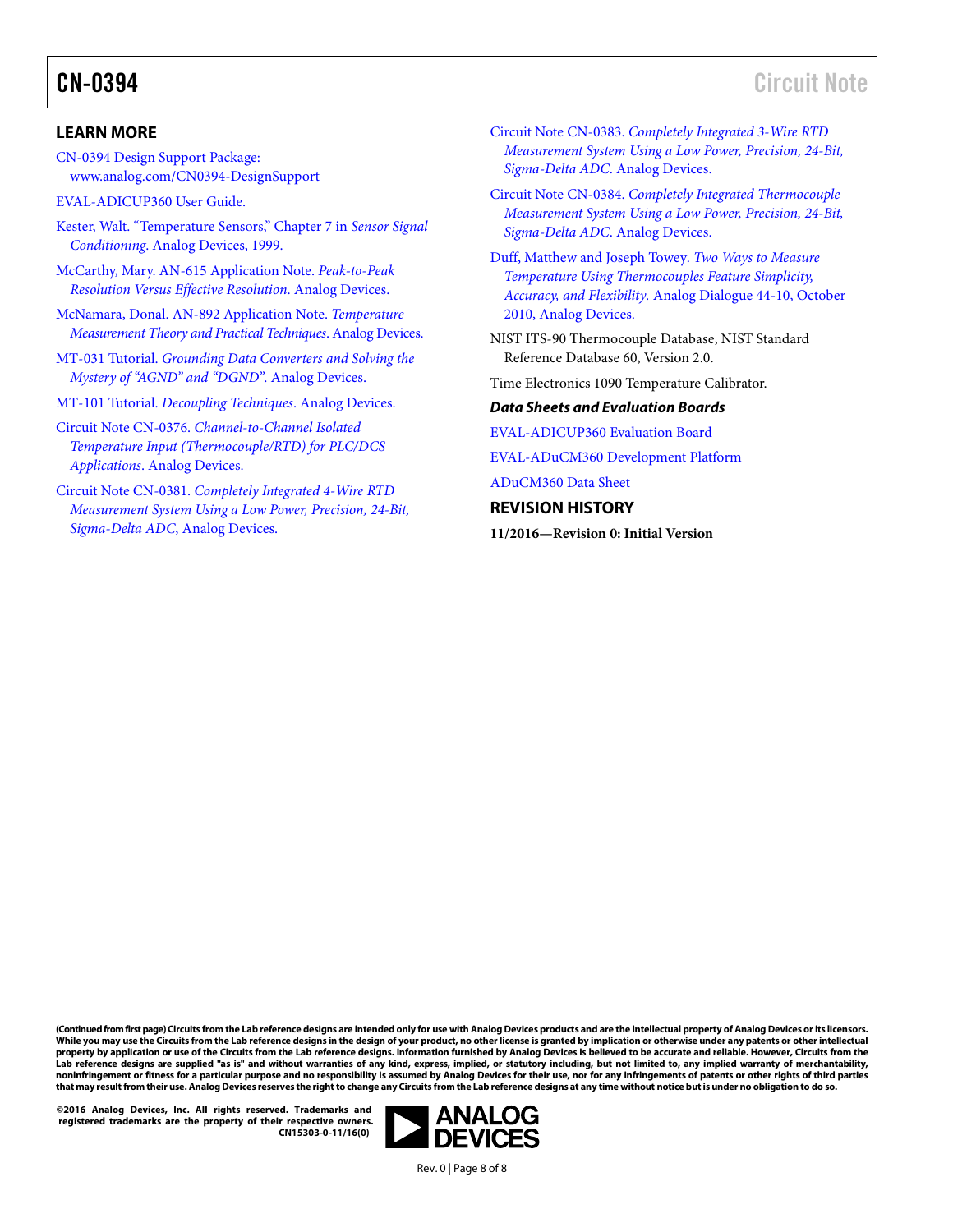## LEARN MORE

CN-0394 Design Support Package: www.analog.com/CN0394-DesignSupport

EVAL-ADICUP360 User Guide.

Kester, Walt. "Temperature Sensors," Chapter 7 in *Sensor Signal Conditioning*. Analog Devices, 1999.

McCarthy, Mary. AN-615 Application Note. *Peak-to-Peak Resolution Versus Effective Resolution*. Analog Devices.

McNamara, Donal. AN-892 Application Note. *Temperature Measurement Theory and Practical Techniques*. Analog Devices.

MT-031 Tutorial. *Grounding Data Converters and Solving the Mystery of "AGND" and "DGND"*. Analog Devices.

MT-101 Tutorial. *Decoupling Techniques*. Analog Devices.

Circuit Note CN-0376. *Channel-to-Channel Isolated Temperature Input (Thermocouple/RTD) for PLC/DCS Applications*. Analog Devices.

Circuit Note CN-0381. *Completely Integrated 4-Wire RTD Measurement System Using a Low Power, Precision, 24-Bit, Sigma-Delta ADC*, Analog Devices.

Circuit Note CN-0383. *Completely Integrated 3-Wire RTD Measurement System Using a Low Power, Precision, 24-Bit, Sigma-Delta ADC*. Analog Devices.

Circuit Note CN-0384. *Completely Integrated Thermocouple Measurement System Using a Low Power, Precision, 24-Bit, Sigma-Delta ADC*. Analog Devices.

Duff, Matthew and Joseph Towey. *Two Ways to Measure Temperature Using Thermocouples Feature Simplicity, Accuracy, and Flexibility*. Analog Dialogue 44-10, October 2010, Analog Devices.

NIST ITS-90 Thermocouple Database, NIST Standard Reference Database 60, Version 2.0.

Time Electronics 1090 Temperature Calibrator.

### *Data Sheets and Evaluation Boards*

EVAL-ADICUP360 Evaluation Board

EVAL-ADuCM360 Development Platform

ADuCM360 Data Sheet

## REVISION HISTORY

**11/2016—Revision 0: Initial Version**

**(Continued from first page) Circuits from the Lab reference designs are intended only for use with Analog Devices products and are the intellectual property of Analog Devices or its licensors. While you may use the Circuits from the Lab reference designs in the design of your product, no other license is granted by implication or otherwise under any patents or other intellectual property by application or use of the Circuits from the Lab reference designs. Information furnished by Analog Devices is believed to be accurate and reliable. However, Circuits from the Lab reference designs are supplied "as is" and without warranties of any kind, express, implied, or statutory including, but not limited to, any implied warranty of merchantability, noninfringement or fitness for a particular purpose and no responsibility is assumed by Analog Devices for their use, nor for any infringements of patents or other rights of third parties that may result from their use. Analog Devices reserves the right to change any Circuits from the Lab reference designs at any time without notice but is under no obligation to do so.**

**©2016 Analog Devices, Inc. All rights reserved. Trademarks and registered trademarks are the property of their respective owners. CN15303-0-11/16(0)**